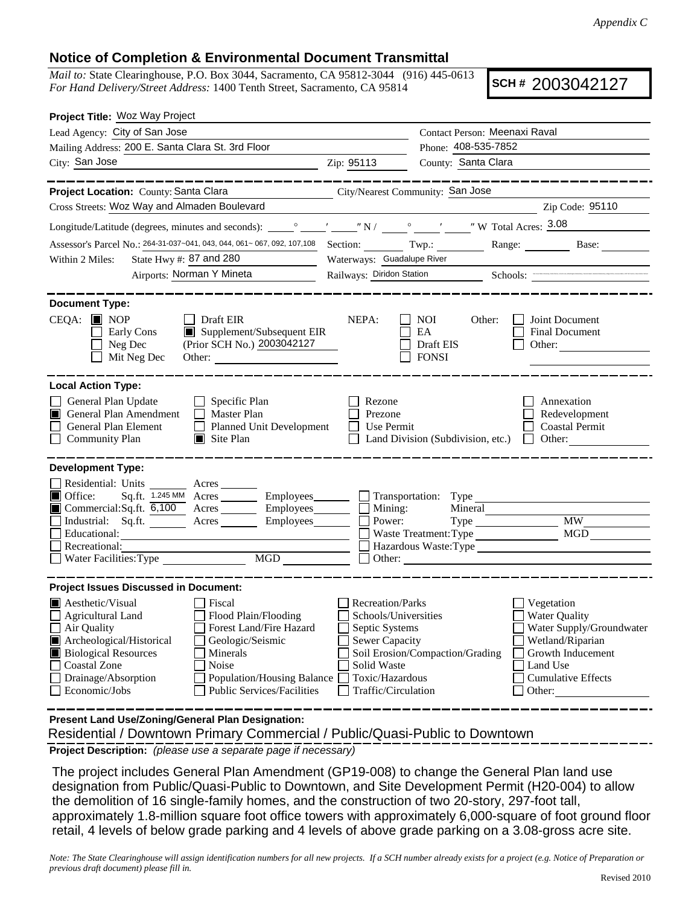*Appendix C*

## Notice of Completion & Environmental Document Transmittal

*Mail to:* State Clearinghouse, P.O. Box 3044, Sacramento, CA 95812-3044 (916) 445-0613
*For Hand Delivery/Street Address:* 1400 Tenth Street, Sacramento, CA 95814

**SCH #** 2003042127

**Project Title:** Woz Way Project

Lead Agency: City of San Jose — Contact Person: Meenaxi Raval

Mailing Address: 200 E. Santa Clara St. 3rd Floor — Phone: 408-535-7852

City: San Jose — Zip: 95113 — County: Santa Clara

---

**Project Location:** County: Santa Clara — City/Nearest Community: San Jose

Cross Streets: Woz Way and Almaden Boulevard — Zip Code: 95110

Longitude/Latitude (degrees, minutes and seconds): ____° ____′ ____″ N / ____° ____′ ____″ W Total Acres: 3.08

Assessor's Parcel No.: 264-31-037~041, 043, 044, 061~ 067, 092, 107,108 — Section: ____ Twp.: ____ Range: ____ Base: ____

Within 2 Miles: State Hwy #: 87 and 280 — Waterways: Guadalupe River

Airports: Norman Y Mineta — Railways: Diridon Station — Schools:

---

**Document Type:**

CEQA: ☒ NOP ☐ Early Cons ☐ Neg Dec ☐ Mit Neg Dec ☐ Draft EIR ☒ Supplement/Subsequent EIR (Prior SCH No.) 2003042127 Other:

NEPA: ☐ NOI ☐ EA ☐ Draft EIS ☐ FONSI

Other: ☐ Joint Document ☐ Final Document ☐ Other:

---

**Local Action Type:**

☐ General Plan Update ☒ General Plan Amendment ☐ General Plan Element ☐ Community Plan ☐ Specific Plan ☐ Master Plan ☐ Planned Unit Development ☒ Site Plan ☐ Rezone ☐ Prezone ☐ Use Permit ☐ Land Division (Subdivision, etc.) ☐ Annexation ☐ Redevelopment ☐ Coastal Permit ☐ Other:

---

**Development Type:**

☐ Residential: Units ____ Acres ____
☒ Office: Sq.ft. 1.245 MM Acres ____ Employees ____
☒ Commercial: Sq.ft. 6,100 Acres ____ Employees ____
☐ Industrial: Sq.ft. ____ Acres ____ Employees ____
☐ Educational:
☐ Recreational:
☐ Water Facilities: Type ____ MGD ____
☐ Transportation: Type
☐ Mining: Mineral
☐ Power: Type ____ MW ____
☐ Waste Treatment: Type ____ MGD ____
☐ Hazardous Waste: Type
☐ Other:

---

**Project Issues Discussed in Document:**

☒ Aesthetic/Visual ☐ Agricultural Land ☐ Air Quality ☒ Archeological/Historical ☒ Biological Resources ☐ Coastal Zone ☐ Drainage/Absorption ☐ Economic/Jobs ☐ Fiscal ☐ Flood Plain/Flooding ☐ Forest Land/Fire Hazard ☐ Geologic/Seismic ☐ Minerals ☐ Noise ☐ Population/Housing Balance ☐ Public Services/Facilities ☐ Recreation/Parks ☐ Schools/Universities ☐ Septic Systems ☐ Sewer Capacity ☐ Soil Erosion/Compaction/Grading ☐ Solid Waste ☐ Toxic/Hazardous ☐ Traffic/Circulation ☐ Vegetation ☐ Water Quality ☐ Water Supply/Groundwater ☐ Wetland/Riparian ☐ Growth Inducement ☐ Land Use ☐ Cumulative Effects ☐ Other:

---

**Present Land Use/Zoning/General Plan Designation:**

Residential / Downtown Primary Commercial / Public/Quasi-Public to Downtown

**Project Description:** *(please use a separate page if necessary)*

The project includes General Plan Amendment (GP19-008) to change the General Plan land use designation from Public/Quasi-Public to Downtown, and Site Development Permit (H20-004) to allow the demolition of 16 single-family homes, and the construction of two 20-story, 297-foot tall, approximately 1.8-million square foot office towers with approximately 6,000-square of foot ground floor retail, 4 levels of below grade parking and 4 levels of above grade parking on a 3.08-gross acre site.

*Note: The State Clearinghouse will assign identification numbers for all new projects. If a SCH number already exists for a project (e.g. Notice of Preparation or previous draft document) please fill in.*

Revised 2010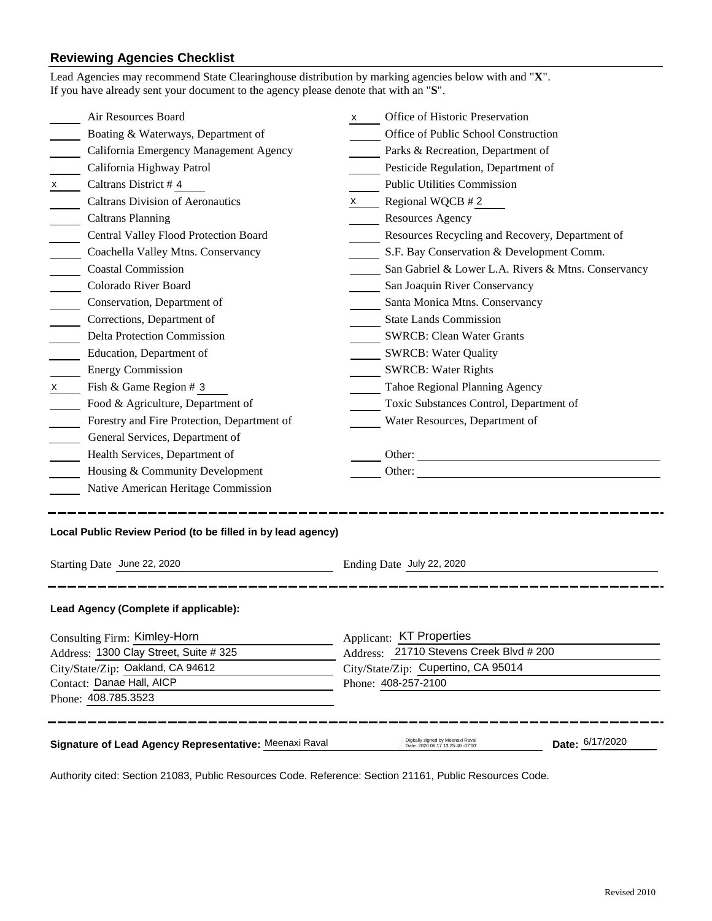## Reviewing Agencies Checklist

Lead Agencies may recommend State Clearinghouse distribution by marking agencies below with and "**X**".
If you have already sent your document to the agency please denote that with an "**S**".

| | | | |
|---|---|---|---|
| | Air Resources Board | x | Office of Historic Preservation |
| | Boating & Waterways, Department of | | Office of Public School Construction |
| | California Emergency Management Agency | | Parks & Recreation, Department of |
| | California Highway Patrol | | Pesticide Regulation, Department of |
| x | Caltrans District # 4 | | Public Utilities Commission |
| | Caltrans Division of Aeronautics | x | Regional WQCB # 2 |
| | Caltrans Planning | | Resources Agency |
| | Central Valley Flood Protection Board | | Resources Recycling and Recovery, Department of |
| | Coachella Valley Mtns. Conservancy | | S.F. Bay Conservation & Development Comm. |
| | Coastal Commission | | San Gabriel & Lower L.A. Rivers & Mtns. Conservancy |
| | Colorado River Board | | San Joaquin River Conservancy |
| | Conservation, Department of | | Santa Monica Mtns. Conservancy |
| | Corrections, Department of | | State Lands Commission |
| | Delta Protection Commission | | SWRCB: Clean Water Grants |
| | Education, Department of | | SWRCB: Water Quality |
| | Energy Commission | | SWRCB: Water Rights |
| x | Fish & Game Region # 3 | | Tahoe Regional Planning Agency |
| | Food & Agriculture, Department of | | Toxic Substances Control, Department of |
| | Forestry and Fire Protection, Department of | | Water Resources, Department of |
| | General Services, Department of | | |
| | Health Services, Department of | | Other: |
| | Housing & Community Development | | Other: |
| | Native American Heritage Commission | | |

---

**Local Public Review Period (to be filled in by lead agency)**

Starting Date June 22, 2020 Ending Date July 22, 2020

---

**Lead Agency (Complete if applicable):**

Consulting Firm: Kimley-Horn
Address: 1300 Clay Street, Suite # 325
City/State/Zip: Oakland, CA 94612
Contact: Danae Hall, AICP
Phone: 408.785.3523

Applicant: KT Properties
Address: 21710 Stevens Creek Blvd # 200
City/State/Zip: Cupertino, CA 95014
Phone: 408-257-2100

---

**Signature of Lead Agency Representative:** Meenaxi Raval Digitally signed by Meenaxi Raval Date: 2020.06.17 13:25:40 -07'00' **Date:** 6/17/2020

Authority cited: Section 21083, Public Resources Code. Reference: Section 21161, Public Resources Code.

Revised 2010